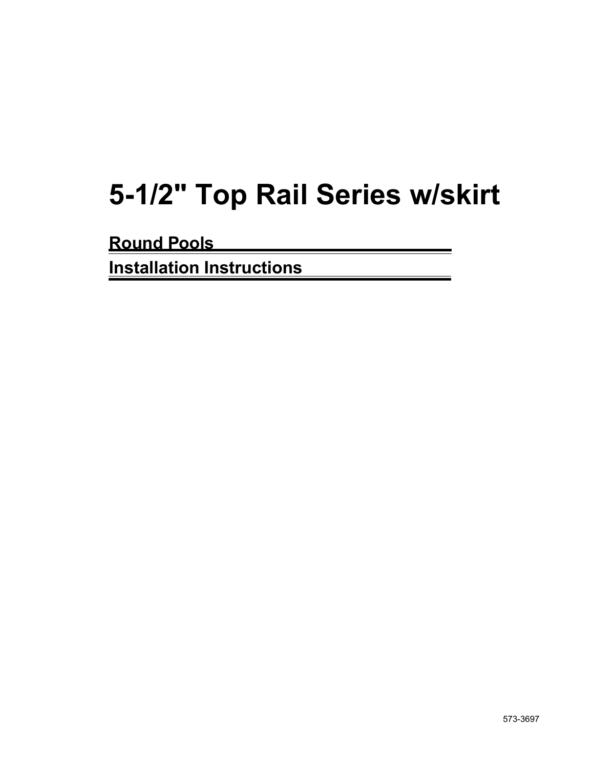# 5-1/2" Top Rail Series w/skirt

## Round Pools

## Installation Instructions

573-3697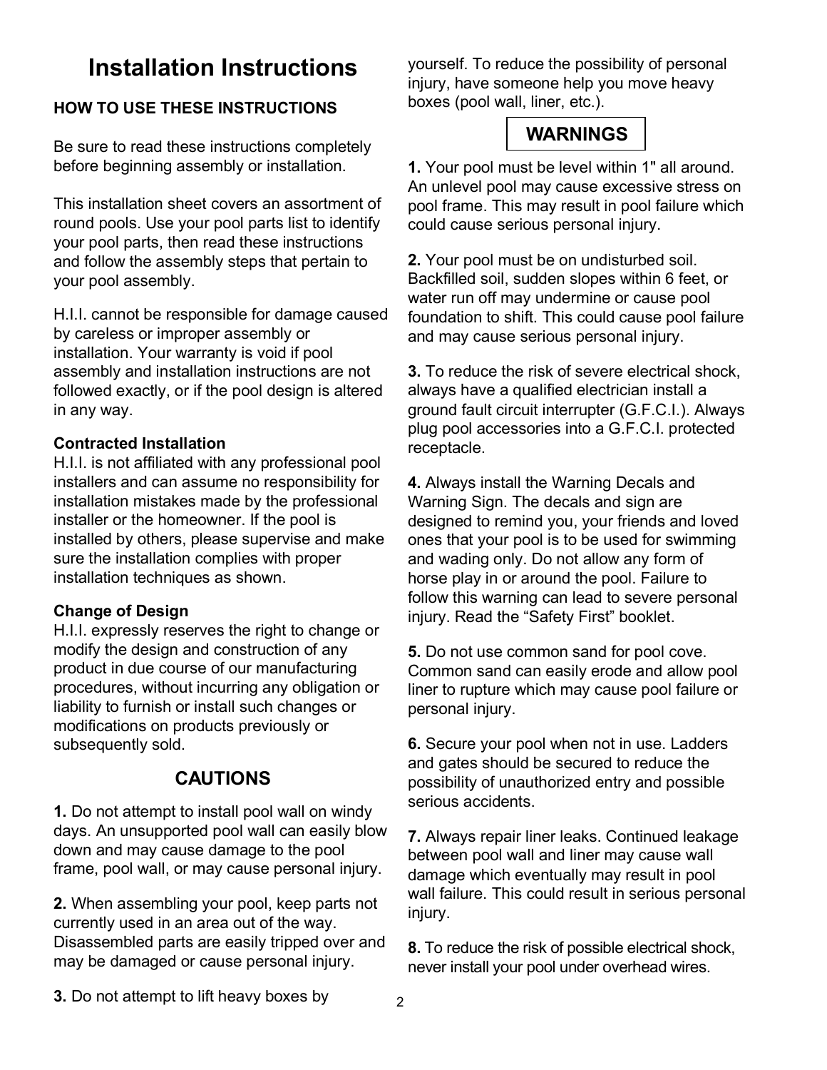# Installation Instructions

**HOW TO USE THESE INSTRUCTIONS**

Be sure to read these instructions completely before beginning assembly or installation.

This installation sheet covers an assortment of round pools. Use your pool parts list to identify your pool parts, then read these instructions and follow the assembly steps that pertain to your pool assembly.

H.I.I. cannot be responsible for damage caused by careless or improper assembly or installation. Your warranty is void if pool assembly and installation instructions are not followed exactly, or if the pool design is altered in any way.

**Contracted Installation**
H.I.I. is not affiliated with any professional pool installers and can assume no responsibility for installation mistakes made by the professional installer or the homeowner. If the pool is installed by others, please supervise and make sure the installation complies with proper installation techniques as shown.

**Change of Design**
H.I.I. expressly reserves the right to change or modify the design and construction of any product in due course of our manufacturing procedures, without incurring any obligation or liability to furnish or install such changes or modifications on products previously or subsequently sold.

## CAUTIONS

**1.** Do not attempt to install pool wall on windy days. An unsupported pool wall can easily blow down and may cause damage to the pool frame, pool wall, or may cause personal injury.

**2.** When assembling your pool, keep parts not currently used in an area out of the way. Disassembled parts are easily tripped over and may be damaged or cause personal injury.

**3.** Do not attempt to lift heavy boxes by yourself. To reduce the possibility of personal injury, have someone help you move heavy boxes (pool wall, liner, etc.).

## WARNINGS

**1.** Your pool must be level within 1" all around. An unlevel pool may cause excessive stress on pool frame. This may result in pool failure which could cause serious personal injury.

**2.** Your pool must be on undisturbed soil. Backfilled soil, sudden slopes within 6 feet, or water run off may undermine or cause pool foundation to shift. This could cause pool failure and may cause serious personal injury.

**3.** To reduce the risk of severe electrical shock, always have a qualified electrician install a ground fault circuit interrupter (G.F.C.I.). Always plug pool accessories into a G.F.C.I. protected receptacle.

**4.** Always install the Warning Decals and Warning Sign. The decals and sign are designed to remind you, your friends and loved ones that your pool is to be used for swimming and wading only. Do not allow any form of horse play in or around the pool. Failure to follow this warning can lead to severe personal injury. Read the “Safety First” booklet.

**5.** Do not use common sand for pool cove. Common sand can easily erode and allow pool liner to rupture which may cause pool failure or personal injury.

**6.** Secure your pool when not in use. Ladders and gates should be secured to reduce the possibility of unauthorized entry and possible serious accidents.

**7.** Always repair liner leaks. Continued leakage between pool wall and liner may cause wall damage which eventually may result in pool wall failure. This could result in serious personal injury.

**8.** To reduce the risk of possible electrical shock, never install your pool under overhead wires.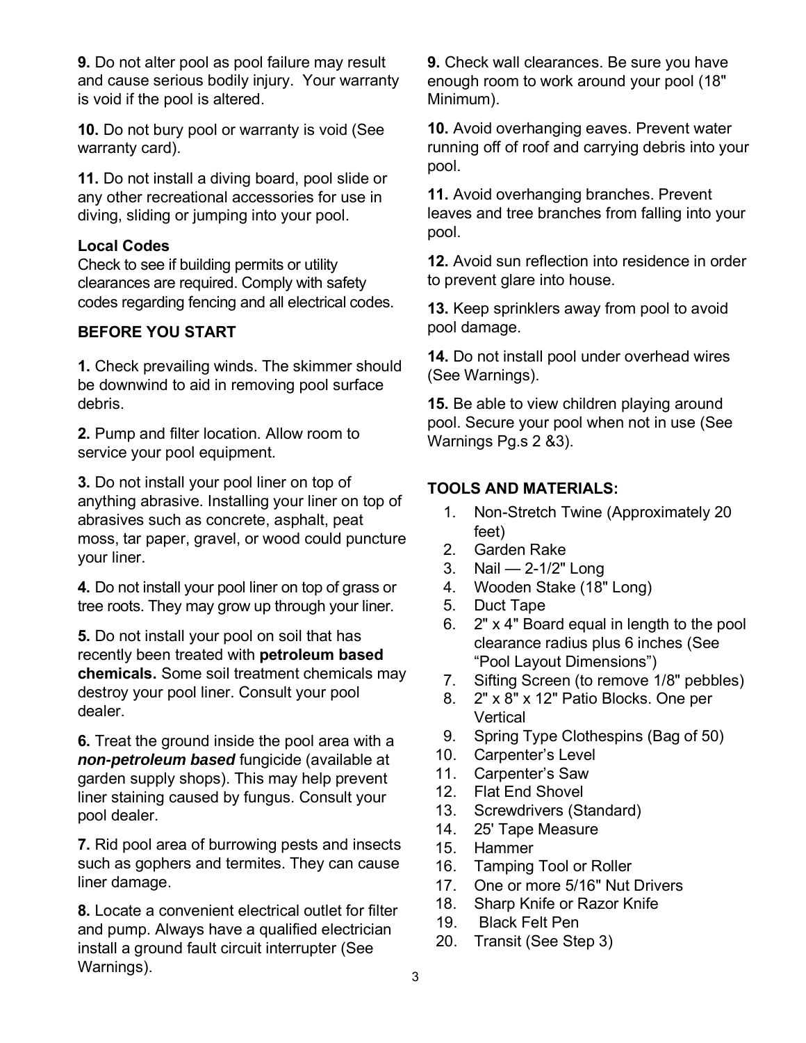**9.** Do not alter pool as pool failure may result and cause serious bodily injury. Your warranty is void if the pool is altered.

**10.** Do not bury pool or warranty is void (See warranty card).

**11.** Do not install a diving board, pool slide or any other recreational accessories for use in diving, sliding or jumping into your pool.

**Local Codes**

Check to see if building permits or utility clearances are required. Comply with safety codes regarding fencing and all electrical codes.

**BEFORE YOU START**

**1.** Check prevailing winds. The skimmer should be downwind to aid in removing pool surface debris.

**2.** Pump and filter location. Allow room to service your pool equipment.

**3.** Do not install your pool liner on top of anything abrasive. Installing your liner on top of abrasives such as concrete, asphalt, peat moss, tar paper, gravel, or wood could puncture your liner.

**4.** Do not install your pool liner on top of grass or tree roots. They may grow up through your liner.

**5.** Do not install your pool on soil that has recently been treated with **petroleum based chemicals.** Some soil treatment chemicals may destroy your pool liner. Consult your pool dealer.

**6.** Treat the ground inside the pool area with a ***non-petroleum based*** fungicide (available at garden supply shops). This may help prevent liner staining caused by fungus. Consult your pool dealer.

**7.** Rid pool area of burrowing pests and insects such as gophers and termites. They can cause liner damage.

**8.** Locate a convenient electrical outlet for filter and pump. Always have a qualified electrician install a ground fault circuit interrupter (See Warnings).

**9.** Check wall clearances. Be sure you have enough room to work around your pool (18" Minimum).

**10.** Avoid overhanging eaves. Prevent water running off of roof and carrying debris into your pool.

**11.** Avoid overhanging branches. Prevent leaves and tree branches from falling into your pool.

**12.** Avoid sun reflection into residence in order to prevent glare into house.

**13.** Keep sprinklers away from pool to avoid pool damage.

**14.** Do not install pool under overhead wires (See Warnings).

**15.** Be able to view children playing around pool. Secure your pool when not in use (See Warnings Pg.s 2 &3).

**TOOLS AND MATERIALS:**

1. Non-Stretch Twine (Approximately 20 feet)
2. Garden Rake
3. Nail — 2-1/2" Long
4. Wooden Stake (18" Long)
5. Duct Tape
6. 2" x 4" Board equal in length to the pool clearance radius plus 6 inches (See "Pool Layout Dimensions")
7. Sifting Screen (to remove 1/8" pebbles)
8. 2" x 8" x 12" Patio Blocks. One per Vertical
9. Spring Type Clothespins (Bag of 50)
10. Carpenter's Level
11. Carpenter's Saw
12. Flat End Shovel
13. Screwdrivers (Standard)
14. 25' Tape Measure
15. Hammer
16. Tamping Tool or Roller
17. One or more 5/16" Nut Drivers
18. Sharp Knife or Razor Knife
19. Black Felt Pen
20. Transit (See Step 3)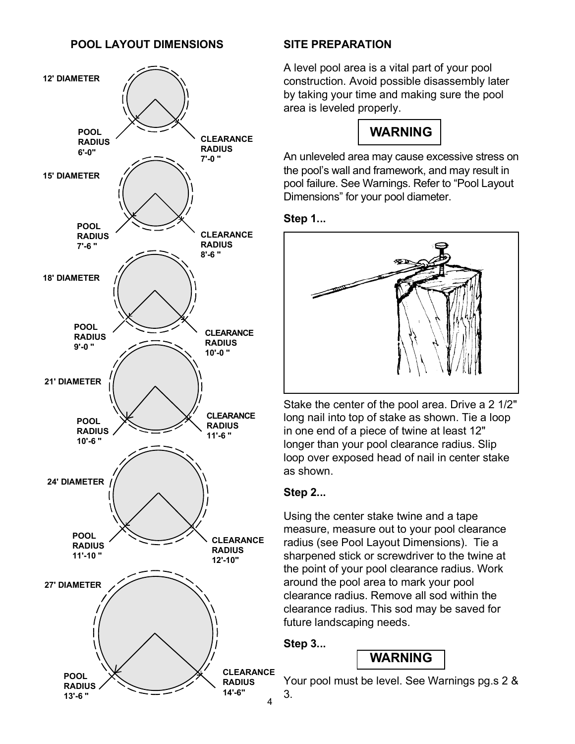## POOL LAYOUT DIMENSIONS

**12' DIAMETER**

**POOL RADIUS 6'-0"**

**CLEARANCE RADIUS 7'-0 "**

**15' DIAMETER**

**POOL RADIUS 7'-6 "**

**CLEARANCE RADIUS 8'-6 "**

**18' DIAMETER**

**POOL RADIUS 9'-0 "**

**CLEARANCE RADIUS 10'-0 "**

**21' DIAMETER**

**POOL RADIUS 10'-6 "**

**CLEARANCE RADIUS 11'-6 "**

**24' DIAMETER**

**POOL RADIUS 11'-10 "**

**CLEARANCE RADIUS 12'-10"**

**27' DIAMETER**

**POOL RADIUS 13'-6 "**

**CLEARANCE RADIUS 14'-6"**

## SITE PREPARATION

A level pool area is a vital part of your pool construction. Avoid possible disassembly later by taking your time and making sure the pool area is leveled properly.

**WARNING**

An unleveled area may cause excessive stress on the pool's wall and framework, and may result in pool failure. See Warnings. Refer to "Pool Layout Dimensions" for your pool diameter.

**Step 1...**

Stake the center of the pool area. Drive a 2 1/2" long nail into top of stake as shown. Tie a loop in one end of a piece of twine at least 12" longer than your pool clearance radius. Slip loop over exposed head of nail in center stake as shown.

**Step 2...**

Using the center stake twine and a tape measure, measure out to your pool clearance radius (see Pool Layout Dimensions). Tie a sharpened stick or screwdriver to the twine at the point of your pool clearance radius. Work around the pool area to mark your pool clearance radius. Remove all sod within the clearance radius. This sod may be saved for future landscaping needs.

**Step 3...**

**WARNING**

Your pool must be level. See Warnings pg.s 2 & 3.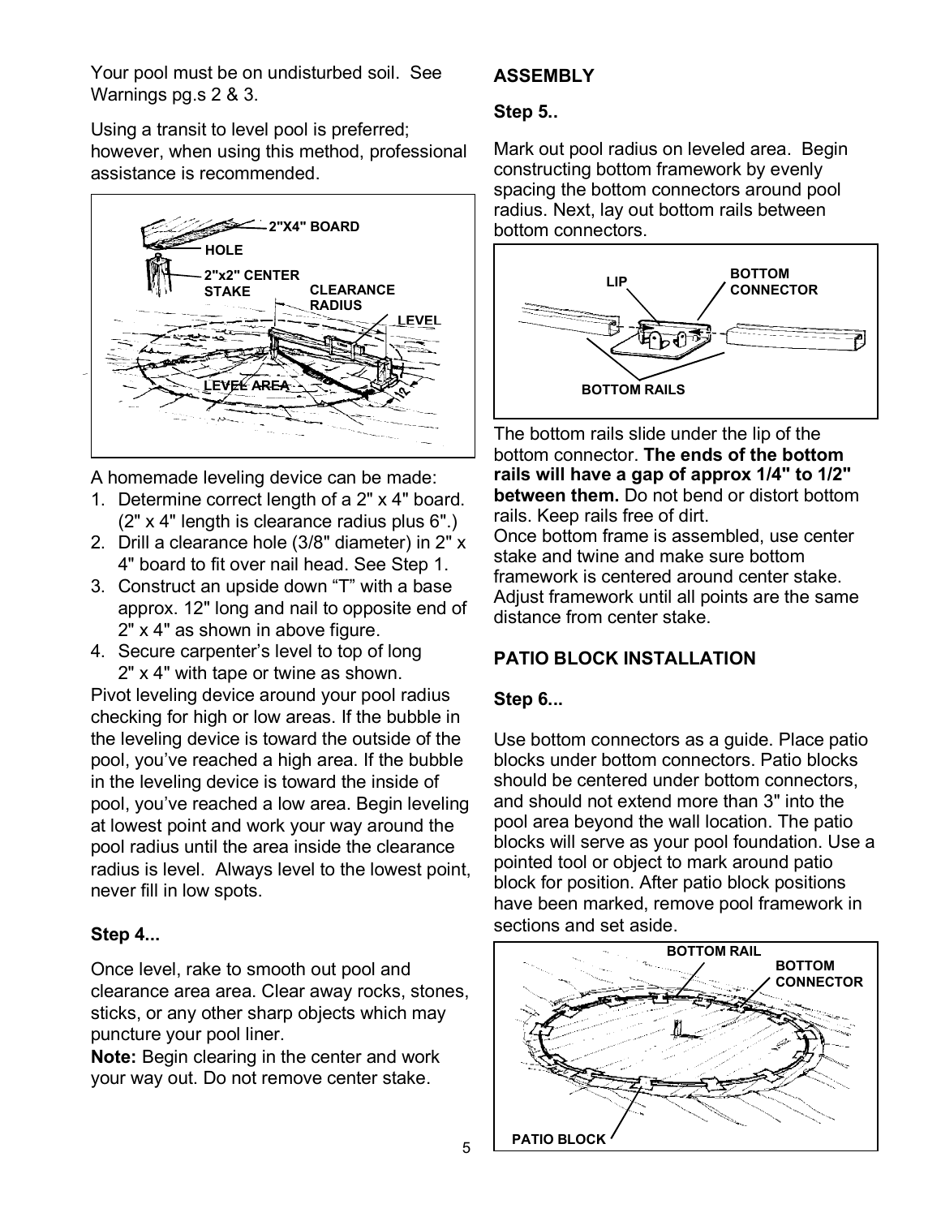Your pool must be on undisturbed soil. See Warnings pg.s 2 & 3.

Using a transit to level pool is preferred; however, when using this method, professional assistance is recommended.

A homemade leveling device can be made:

1. Determine correct length of a 2" x 4" board. (2" x 4" length is clearance radius plus 6".)
2. Drill a clearance hole (3/8" diameter) in 2" x 4" board to fit over nail head. See Step 1.
3. Construct an upside down "T" with a base approx. 12" long and nail to opposite end of 2" x 4" as shown in above figure.
4. Secure carpenter's level to top of long 2" x 4" with tape or twine as shown.

Pivot leveling device around your pool radius checking for high or low areas. If the bubble in the leveling device is toward the outside of the pool, you've reached a high area. If the bubble in the leveling device is toward the inside of pool, you've reached a low area. Begin leveling at lowest point and work your way around the pool radius until the area inside the clearance radius is level. Always level to the lowest point, never fill in low spots.

### Step 4...

Once level, rake to smooth out pool and clearance area area. Clear away rocks, stones, sticks, or any other sharp objects which may puncture your pool liner.

**Note:** Begin clearing in the center and work your way out. Do not remove center stake.

## ASSEMBLY

### Step 5..

Mark out pool radius on leveled area. Begin constructing bottom framework by evenly spacing the bottom connectors around pool radius. Next, lay out bottom rails between bottom connectors.

The bottom rails slide under the lip of the bottom connector. **The ends of the bottom rails will have a gap of approx 1/4" to 1/2" between them.** Do not bend or distort bottom rails. Keep rails free of dirt.

Once bottom frame is assembled, use center stake and twine and make sure bottom framework is centered around center stake. Adjust framework until all points are the same distance from center stake.

## PATIO BLOCK INSTALLATION

### Step 6...

Use bottom connectors as a guide. Place patio blocks under bottom connectors. Patio blocks should be centered under bottom connectors, and should not extend more than 3" into the pool area beyond the wall location. The patio blocks will serve as your pool foundation. Use a pointed tool or object to mark around patio block for position. After patio block positions have been marked, remove pool framework in sections and set aside.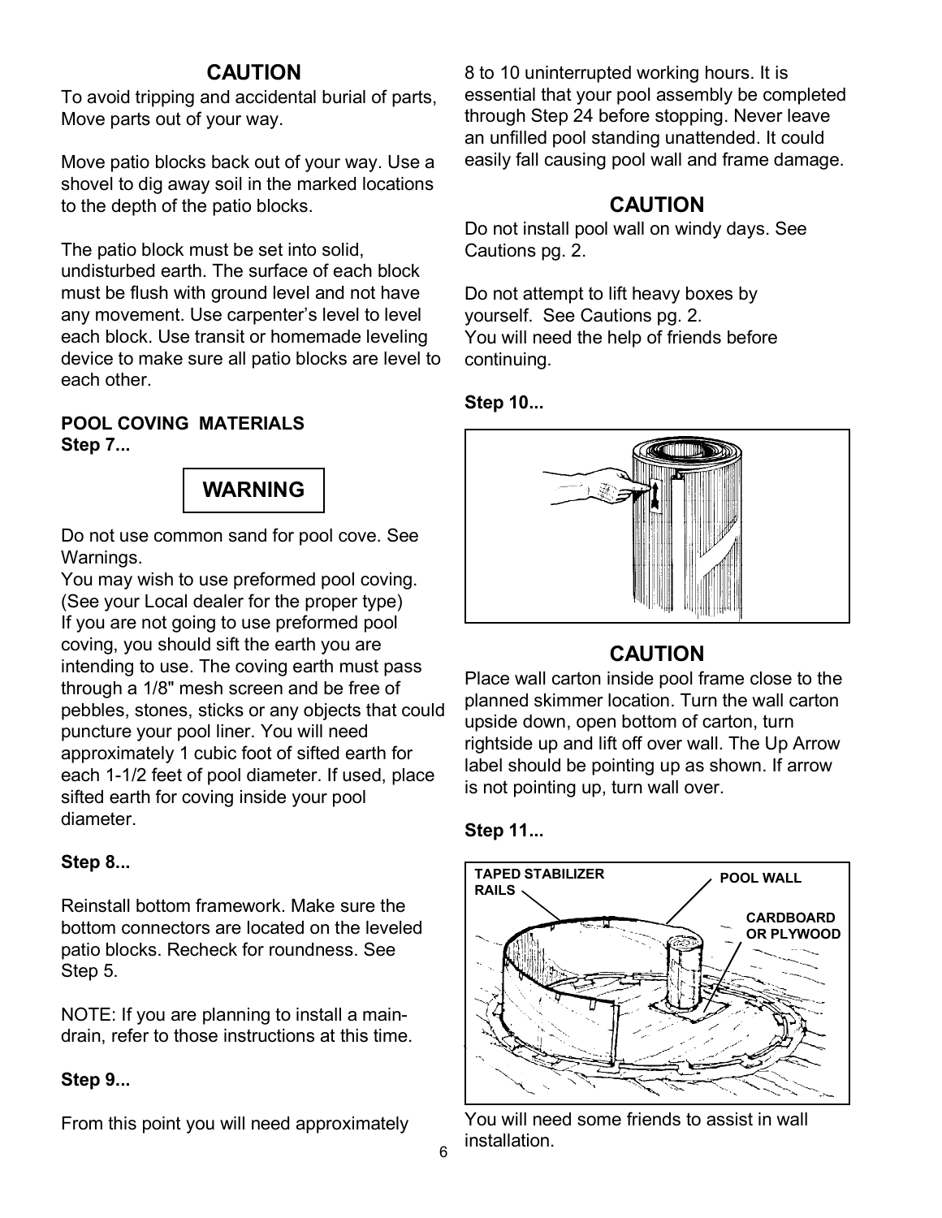## CAUTION

To avoid tripping and accidental burial of parts, Move parts out of your way.

Move patio blocks back out of your way. Use a shovel to dig away soil in the marked locations to the depth of the patio blocks.

The patio block must be set into solid, undisturbed earth. The surface of each block must be flush with ground level and not have any movement. Use carpenter's level to level each block. Use transit or homemade leveling device to make sure all patio blocks are level to each other.

**POOL COVING MATERIALS**
**Step 7...**

## WARNING

Do not use common sand for pool cove. See Warnings.
You may wish to use preformed pool coving. (See your Local dealer for the proper type)
If you are not going to use preformed pool coving, you should sift the earth you are intending to use. The coving earth must pass through a 1/8" mesh screen and be free of pebbles, stones, sticks or any objects that could puncture your pool liner. You will need approximately 1 cubic foot of sifted earth for each 1-1/2 feet of pool diameter. If used, place sifted earth for coving inside your pool diameter.

**Step 8...**

Reinstall bottom framework. Make sure the bottom connectors are located on the leveled patio blocks. Recheck for roundness. See Step 5.

NOTE: If you are planning to install a main-drain, refer to those instructions at this time.

**Step 9...**

From this point you will need approximately 8 to 10 uninterrupted working hours. It is essential that your pool assembly be completed through Step 24 before stopping. Never leave an unfilled pool standing unattended. It could easily fall causing pool wall and frame damage.

## CAUTION

Do not install pool wall on windy days. See Cautions pg. 2.

Do not attempt to lift heavy boxes by yourself. See Cautions pg. 2.
You will need the help of friends before continuing.

**Step 10...**

## CAUTION

Place wall carton inside pool frame close to the planned skimmer location. Turn the wall carton upside down, open bottom of carton, turn rightside up and lift off over wall. The Up Arrow label should be pointing up as shown. If arrow is not pointing up, turn wall over.

**Step 11...**

TAPED STABILIZER RAILS
POOL WALL
CARDBOARD OR PLYWOOD

You will need some friends to assist in wall installation.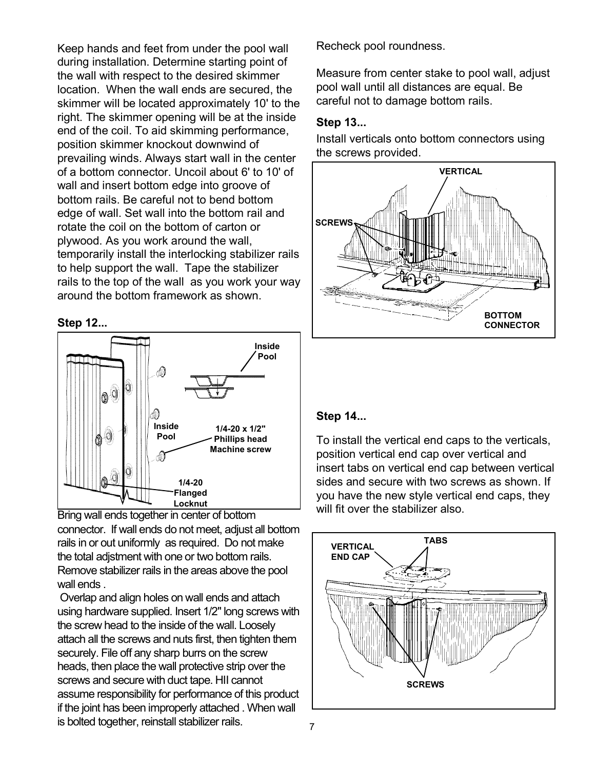Keep hands and feet from under the pool wall during installation. Determine starting point of the wall with respect to the desired skimmer location. When the wall ends are secured, the skimmer will be located approximately 10' to the right. The skimmer opening will be at the inside end of the coil. To aid skimming performance, position skimmer knockout downwind of prevailing winds. Always start wall in the center of a bottom connector. Uncoil about 6' to 10' of wall and insert bottom edge into groove of bottom rails. Be careful not to bend bottom edge of wall. Set wall into the bottom rail and rotate the coil on the bottom of carton or plywood. As you work around the wall, temporarily install the interlocking stabilizer rails to help support the wall. Tape the stabilizer rails to the top of the wall as you work your way around the bottom framework as shown.

**Step 12...**

Inside Pool

Inside Pool

1/4-20 x 1/2" Phillips head Machine screw

1/4-20 Flanged Locknut

Bring wall ends together in center of bottom connector. If wall ends do not meet, adjust all bottom rails in or out uniformly as required. Do not make the total adjstment with one or two bottom rails. Remove stabilizer rails in the areas above the pool wall ends .

Overlap and align holes on wall ends and attach using hardware supplied. Insert 1/2" long screws with the screw head to the inside of the wall. Loosely attach all the screws and nuts first, then tighten them securely. File off any sharp burrs on the screw heads, then place the wall protective strip over the screws and secure with duct tape. HII cannot assume responsibility for performance of this product if the joint has been improperly attached . When wall is bolted together, reinstall stabilizer rails.

Recheck pool roundness.

Measure from center stake to pool wall, adjust pool wall until all distances are equal. Be careful not to damage bottom rails.

**Step 13...**

Install verticals onto bottom connectors using the screws provided.

VERTICAL

SCREWS

BOTTOM CONNECTOR

**Step 14...**

To install the vertical end caps to the verticals, position vertical end cap over vertical and insert tabs on vertical end cap between vertical sides and secure with two screws as shown. If you have the new style vertical end caps, they will fit over the stabilizer also.

VERTICAL END CAP

TABS

SCREWS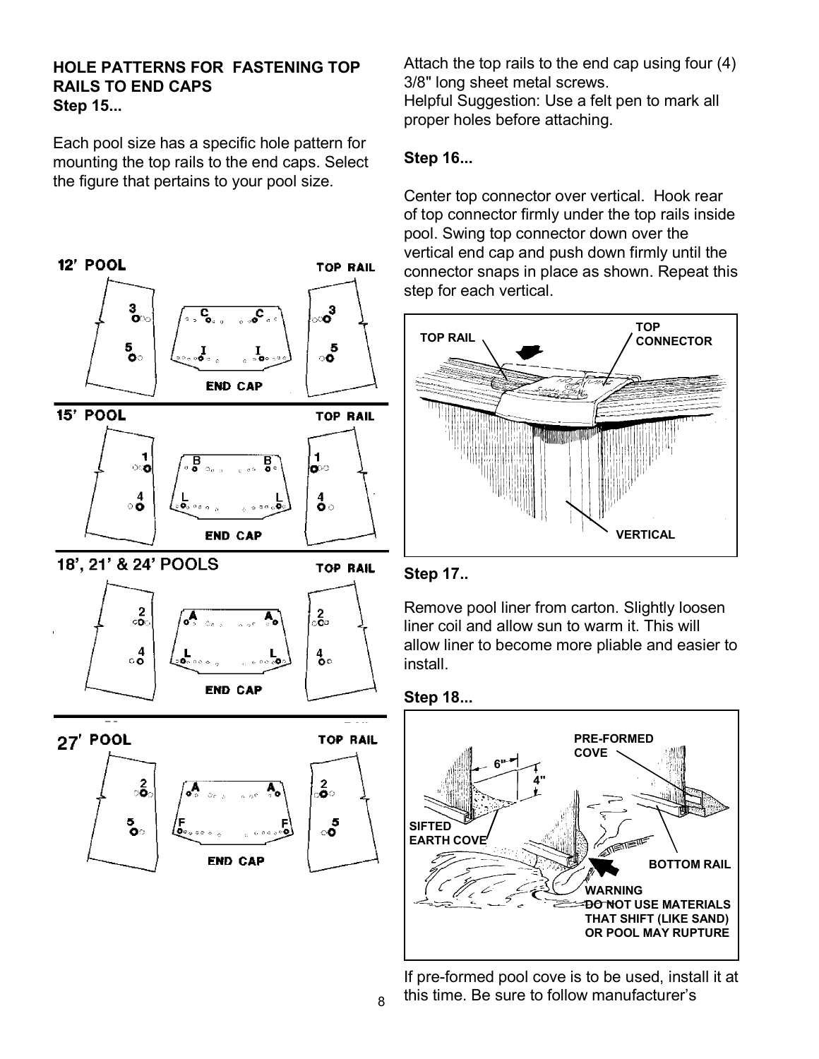**HOLE PATTERNS FOR FASTENING TOP RAILS TO END CAPS**
**Step 15...**

Each pool size has a specific hole pattern for mounting the top rails to the end caps. Select the figure that pertains to your pool size.

12' POOL

TOP RAIL

END CAP

15' POOL

TOP RAIL

END CAP

18', 21' & 24' POOLS

TOP RAIL

END CAP

27' POOL

TOP RAIL

END CAP

Attach the top rails to the end cap using four (4) 3/8" long sheet metal screws.
Helpful Suggestion: Use a felt pen to mark all proper holes before attaching.

**Step 16...**

Center top connector over vertical. Hook rear of top connector firmly under the top rails inside pool. Swing top connector down over the vertical end cap and push down firmly until the connector snaps in place as shown. Repeat this step for each vertical.

TOP RAIL
TOP CONNECTOR
VERTICAL

**Step 17..**

Remove pool liner from carton. Slightly loosen liner coil and allow sun to warm it. This will allow liner to become more pliable and easier to install.

**Step 18...**

PRE-FORMED COVE
6"
4"
SIFTED EARTH COVE
BOTTOM RAIL
WARNING
DO NOT USE MATERIALS THAT SHIFT (LIKE SAND) OR POOL MAY RUPTURE

If pre-formed pool cove is to be used, install it at this time. Be sure to follow manufacturer's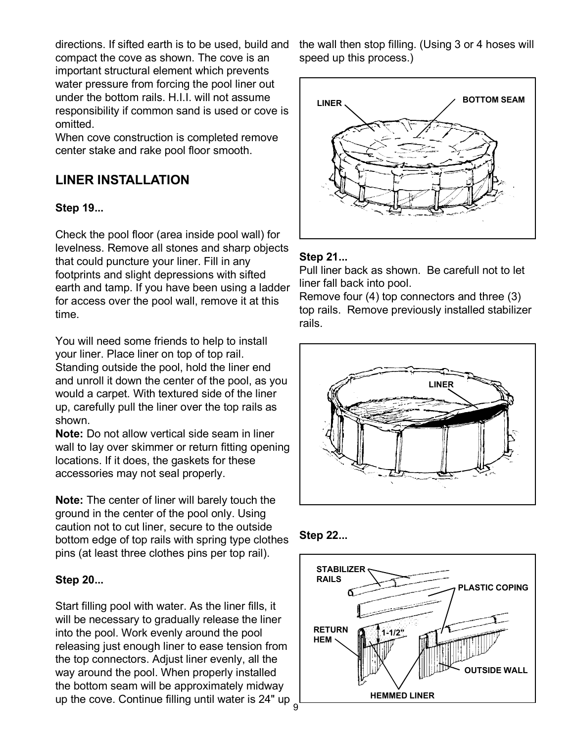directions. If sifted earth is to be used, build and compact the cove as shown. The cove is an important structural element which prevents water pressure from forcing the pool liner out under the bottom rails. H.I.I. will not assume responsibility if common sand is used or cove is omitted.
When cove construction is completed remove center stake and rake pool floor smooth.

## LINER INSTALLATION

**Step 19...**

Check the pool floor (area inside pool wall) for levelness. Remove all stones and sharp objects that could puncture your liner. Fill in any footprints and slight depressions with sifted earth and tamp. If you have been using a ladder for access over the pool wall, remove it at this time.

You will need some friends to help to install your liner. Place liner on top of top rail. Standing outside the pool, hold the liner end and unroll it down the center of the pool, as you would a carpet. With textured side of the liner up, carefully pull the liner over the top rails as shown.
**Note:** Do not allow vertical side seam in liner wall to lay over skimmer or return fitting opening locations. If it does, the gaskets for these accessories may not seal properly.

**Note:** The center of liner will barely touch the ground in the center of the pool only. Using caution not to cut liner, secure to the outside bottom edge of top rails with spring type clothes pins (at least three clothes pins per top rail).

**Step 20...**

Start filling pool with water. As the liner fills, it will be necessary to gradually release the liner into the pool. Work evenly around the pool releasing just enough liner to ease tension from the top connectors. Adjust liner evenly, all the way around the pool. When properly installed the bottom seam will be approximately midway up the cove. Continue filling until water is 24" up the wall then stop filling. (Using 3 or 4 hoses will speed up this process.)

LINER BOTTOM SEAM

**Step 21...**
Pull liner back as shown. Be carefull not to let liner fall back into pool.
Remove four (4) top connectors and three (3) top rails. Remove previously installed stabilizer rails.

LINER

**Step 22...**

STABILIZER RAILS
PLASTIC COPING
RETURN HEM
1-1/2"
OUTSIDE WALL
HEMMED LINER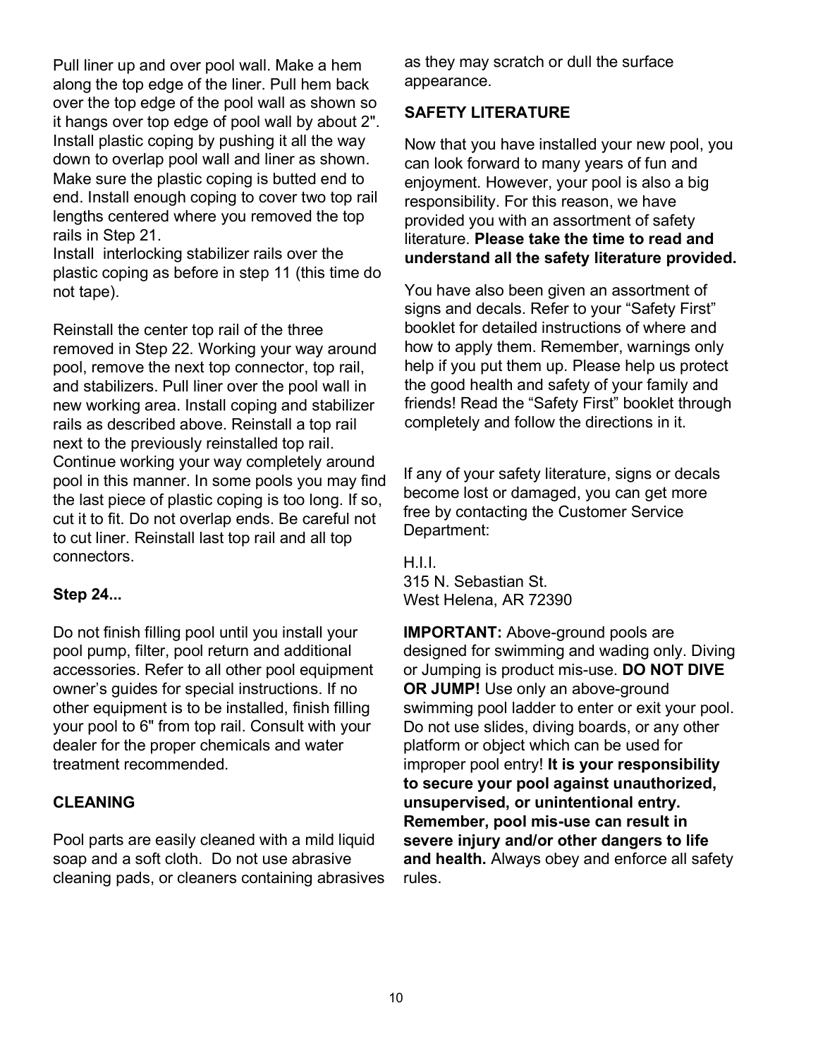Pull liner up and over pool wall. Make a hem along the top edge of the liner. Pull hem back over the top edge of the pool wall as shown so it hangs over top edge of pool wall by about 2". Install plastic coping by pushing it all the way down to overlap pool wall and liner as shown. Make sure the plastic coping is butted end to end. Install enough coping to cover two top rail lengths centered where you removed the top rails in Step 21.
Install interlocking stabilizer rails over the plastic coping as before in step 11 (this time do not tape).

Reinstall the center top rail of the three removed in Step 22. Working your way around pool, remove the next top connector, top rail, and stabilizers. Pull liner over the pool wall in new working area. Install coping and stabilizer rails as described above. Reinstall a top rail next to the previously reinstalled top rail. Continue working your way completely around pool in this manner. In some pools you may find the last piece of plastic coping is too long. If so, cut it to fit. Do not overlap ends. Be careful not to cut liner. Reinstall last top rail and all top connectors.

**Step 24...**

Do not finish filling pool until you install your pool pump, filter, pool return and additional accessories. Refer to all other pool equipment owner's guides for special instructions. If no other equipment is to be installed, finish filling your pool to 6" from top rail. Consult with your dealer for the proper chemicals and water treatment recommended.

**CLEANING**

Pool parts are easily cleaned with a mild liquid soap and a soft cloth. Do not use abrasive cleaning pads, or cleaners containing abrasives as they may scratch or dull the surface appearance.

**SAFETY LITERATURE**

Now that you have installed your new pool, you can look forward to many years of fun and enjoyment. However, your pool is also a big responsibility. For this reason, we have provided you with an assortment of safety literature. **Please take the time to read and understand all the safety literature provided.**

You have also been given an assortment of signs and decals. Refer to your "Safety First" booklet for detailed instructions of where and how to apply them. Remember, warnings only help if you put them up. Please help us protect the good health and safety of your family and friends! Read the "Safety First" booklet through completely and follow the directions in it.

If any of your safety literature, signs or decals become lost or damaged, you can get more free by contacting the Customer Service Department:

H.I.I.
315 N. Sebastian St.
West Helena, AR 72390

**IMPORTANT:** Above-ground pools are designed for swimming and wading only. Diving or Jumping is product mis-use. **DO NOT DIVE OR JUMP!** Use only an above-ground swimming pool ladder to enter or exit your pool. Do not use slides, diving boards, or any other platform or object which can be used for improper pool entry! **It is your responsibility to secure your pool against unauthorized, unsupervised, or unintentional entry. Remember, pool mis-use can result in severe injury and/or other dangers to life and health.** Always obey and enforce all safety rules.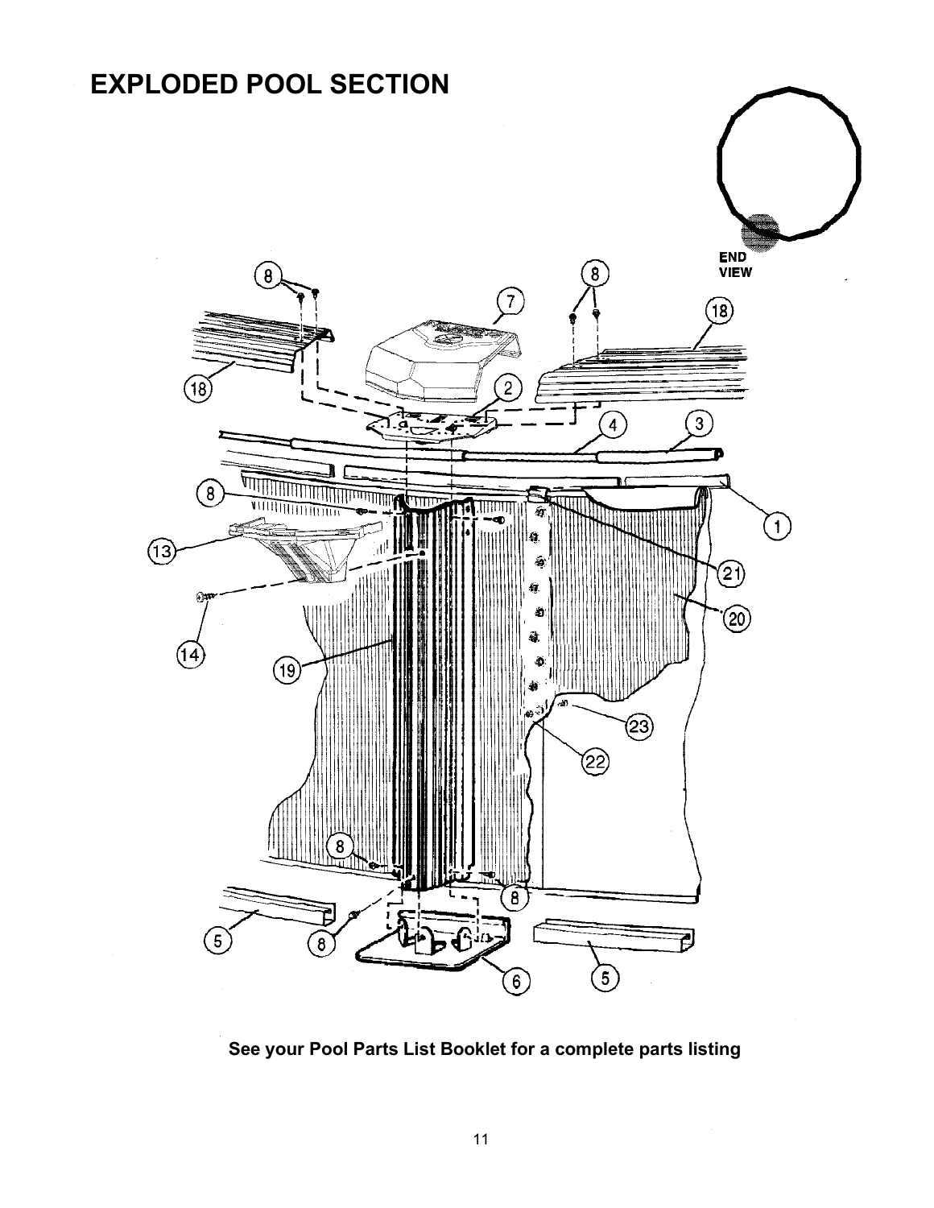# EXPLODED POOL SECTION

**See your Pool Parts List Booklet for a complete parts listing**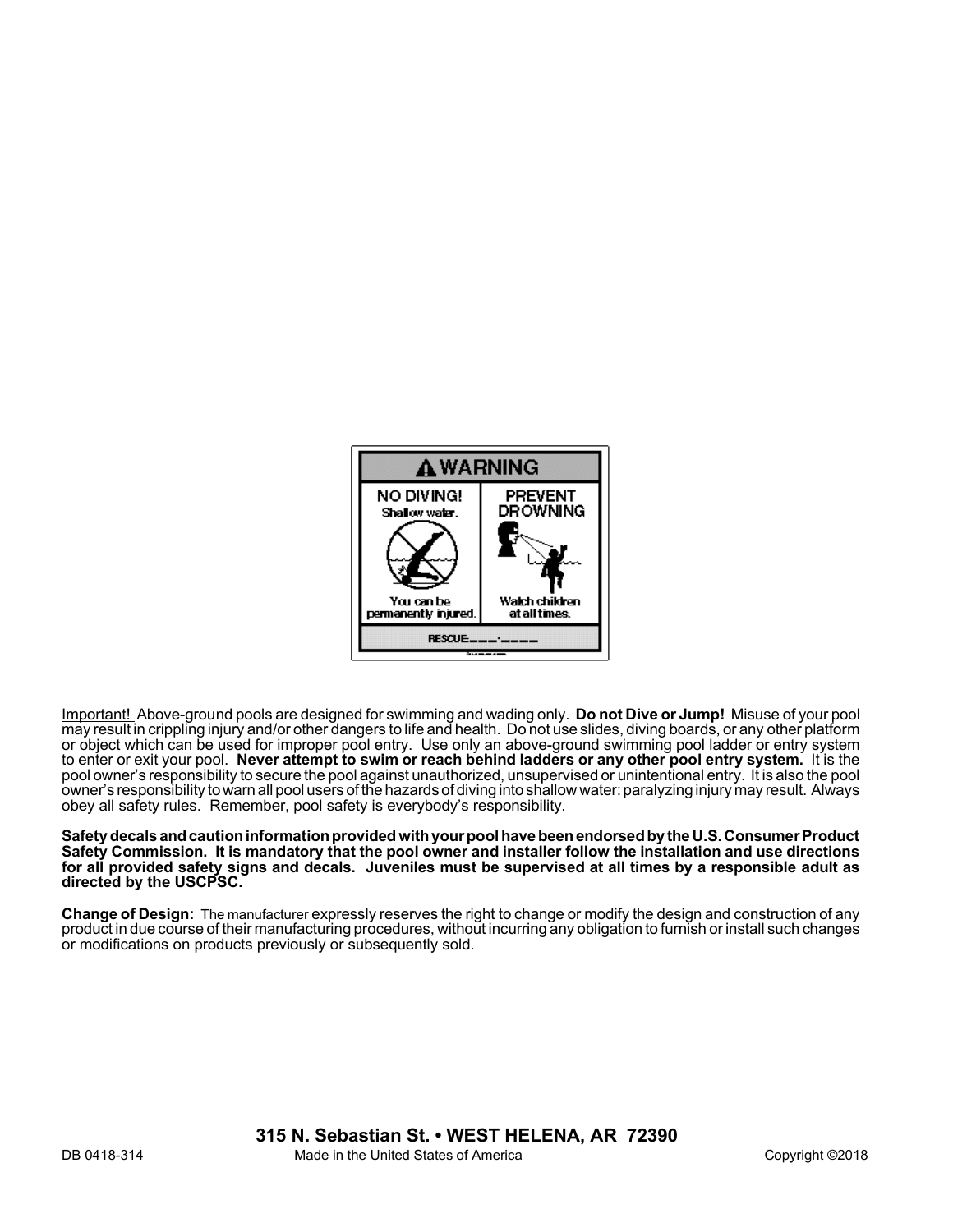**⚠ WARNING**

| NO DIVING! | PREVENT DROWNING |
|---|---|
| Shallow water. | |
| You can be permanently injured. | Watch children at all times. |

RESCUE___-____

Important! Above-ground pools are designed for swimming and wading only. **Do not Dive or Jump!** Misuse of your pool may result in crippling injury and/or other dangers to life and health. Do not use slides, diving boards, or any other platform or object which can be used for improper pool entry. Use only an above-ground swimming pool ladder or entry system to enter or exit your pool. **Never attempt to swim or reach behind ladders or any other pool entry system.** It is the pool owner's responsibility to secure the pool against unauthorized, unsupervised or unintentional entry. It is also the pool owner's responsibility to warn all pool users of the hazards of diving into shallow water: paralyzing injury may result. Always obey all safety rules. Remember, pool safety is everybody's responsibility.

**Safety decals and caution information provided with your pool have been endorsed by the U.S. Consumer Product Safety Commission. It is mandatory that the pool owner and installer follow the installation and use directions for all provided safety signs and decals. Juveniles must be supervised at all times by a responsible adult as directed by the USCPSC.**

**Change of Design:** The manufacturer expressly reserves the right to change or modify the design and construction of any product in due course of their manufacturing procedures, without incurring any obligation to furnish or install such changes or modifications on products previously or subsequently sold.

**315 N. Sebastian St. • WEST HELENA, AR 72390**

DB 0418-314 Made in the United States of America Copyright ©2018